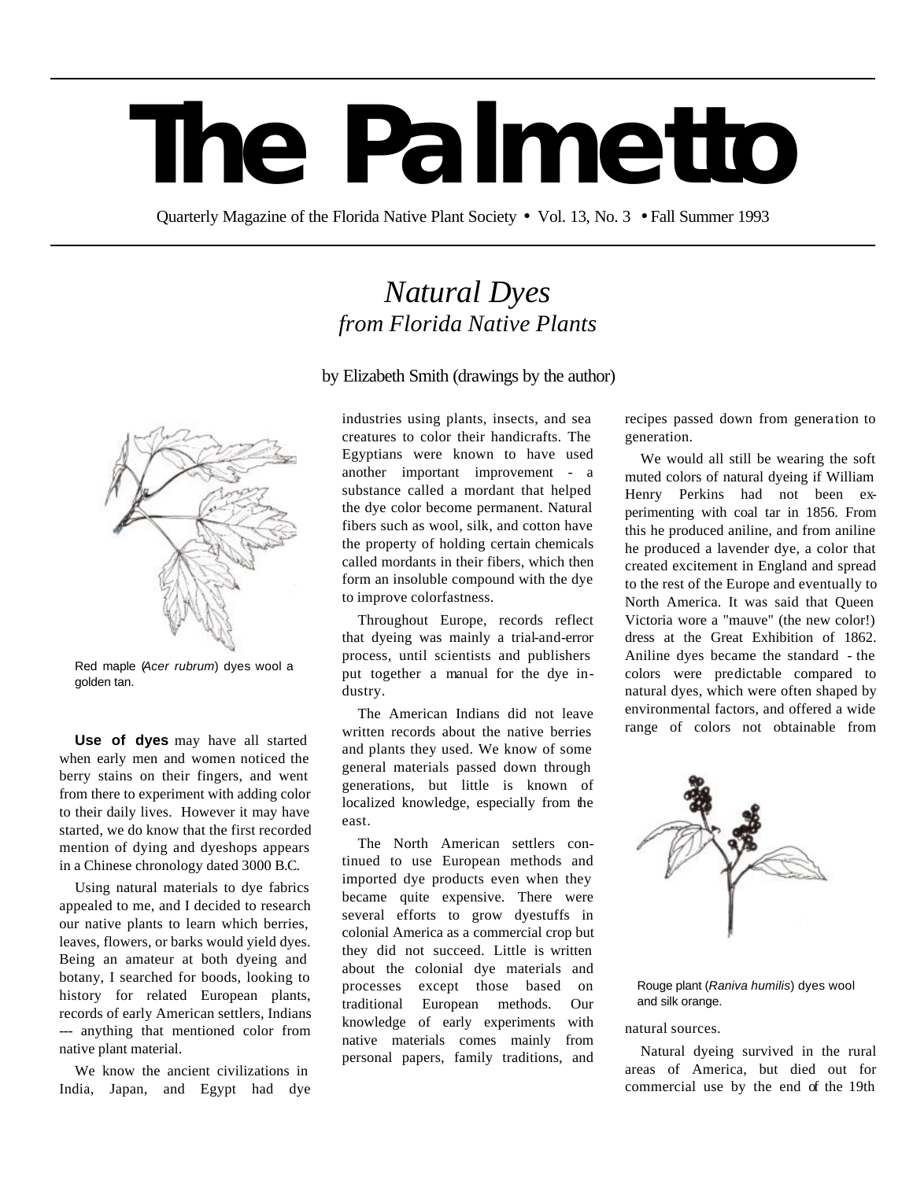# The Palmetto

Quarterly Magazine of the Florida Native Plant Society • Vol. 13, No. 3 • Fall Summer 1993

## *Natural Dyes* *from Florida Native Plants*

by Elizabeth Smith (drawings by the author)

Red maple (*Acer rubrum*) dyes wool a golden tan.

**Use of dyes** may have all started when early men and women noticed the berry stains on their fingers, and went from there to experiment with adding color to their daily lives. However it may have started, we do know that the first recorded mention of dying and dyeshops appears in a Chinese chronology dated 3000 B.C.

Using natural materials to dye fabrics appealed to me, and I decided to research our native plants to learn which berries, leaves, flowers, or barks would yield dyes. Being an amateur at both dyeing and botany, I searched for boods, looking to history for related European plants, records of early American settlers, Indians --- anything that mentioned color from native plant material.

We know the ancient civilizations in India, Japan, and Egypt had dye industries using plants, insects, and sea creatures to color their handicrafts. The Egyptians were known to have used another important improvement - a substance called a mordant that helped the dye color become permanent. Natural fibers such as wool, silk, and cotton have the property of holding certain chemicals called mordants in their fibers, which then form an insoluble compound with the dye to improve colorfastness.

Throughout Europe, records reflect that dyeing was mainly a trial-and-error process, until scientists and publishers put together a manual for the dye industry.

The American Indians did not leave written records about the native berries and plants they used. We know of some general materials passed down through generations, but little is known of localized knowledge, especially from the east.

The North American settlers continued to use European methods and imported dye products even when they became quite expensive. There were several efforts to grow dyestuffs in colonial America as a commercial crop but they did not succeed. Little is written about the colonial dye materials and processes except those based on traditional European methods. Our knowledge of early experiments with native materials comes mainly from personal papers, family traditions, and recipes passed down from generation to generation.

We would all still be wearing the soft muted colors of natural dyeing if William Henry Perkins had not been experimenting with coal tar in 1856. From this he produced aniline, and from aniline he produced a lavender dye, a color that created excitement in England and spread to the rest of the Europe and eventually to North America. It was said that Queen Victoria wore a "mauve" (the new color!) dress at the Great Exhibition of 1862. Aniline dyes became the standard - the colors were predictable compared to natural dyes, which were often shaped by environmental factors, and offered a wide range of colors not obtainable from natural sources.

Rouge plant (*Raniva humilis*) dyes wool and silk orange.

Natural dyeing survived in the rural areas of America, but died out for commercial use by the end of the 19th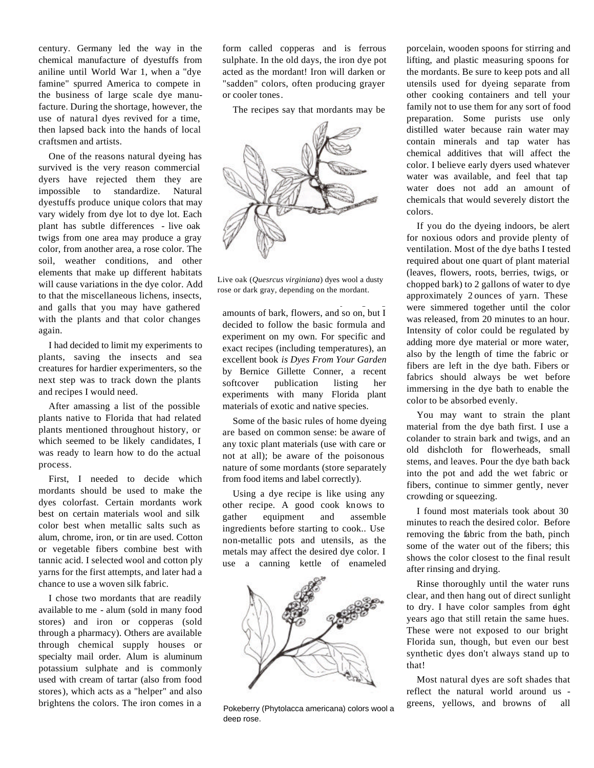century. Germany led the way in the chemical manufacture of dyestuffs from aniline until World War 1, when a "dye famine" spurred America to compete in the business of large scale dye manufacture. During the shortage, however, the use of natural dyes revived for a time, then lapsed back into the hands of local craftsmen and artists.

One of the reasons natural dyeing has survived is the very reason commercial dyers have rejected them they are impossible to standardize. Natural dyestuffs produce unique colors that may vary widely from dye lot to dye lot. Each plant has subtle differences - live oak twigs from one area may produce a gray color, from another area, a rose color. The soil, weather conditions, and other elements that make up different habitats will cause variations in the dye color. Add to that the miscellaneous lichens, insects, and galls that you may have gathered with the plants and that color changes again.

I had decided to limit my experiments to plants, saving the insects and sea creatures for hardier experimenters, so the next step was to track down the plants and recipes I would need.

After amassing a list of the possible plants native to Florida that had related plants mentioned throughout history, or which seemed to be likely candidates, I was ready to learn how to do the actual process.

First, I needed to decide which mordants should be used to make the dyes colorfast. Certain mordants work best on certain materials wool and silk color best when metallic salts such as alum, chrome, iron, or tin are used. Cotton or vegetable fibers combine best with tannic acid. I selected wool and cotton ply yarns for the first attempts, and later had a chance to use a woven silk fabric.

I chose two mordants that are readily available to me - alum (sold in many food stores) and iron or copperas (sold through a pharmacy). Others are available through chemical supply houses or specialty mail order. Alum is aluminum potassium sulphate and is commonly used with cream of tartar (also from food stores), which acts as a "helper" and also brightens the colors. The iron comes in a form called copperas and is ferrous sulphate. In the old days, the iron dye pot acted as the mordant! Iron will darken or "sadden" colors, often producing grayer or cooler tones.

The recipes say that mordants may be amounts of bark, flowers, and so on, but I decided to follow the basic formula and experiment on my own. For specific and exact recipes (including temperatures), an excellent book *is Dyes From Your Garden* by Bernice Gillette Conner, a recent softcover publication listing her experiments with many Florida plant materials of exotic and native species.

Live oak (*Quesrcus virginiana*) dyes wool a dusty rose or dark gray, depending on the mordant.

Some of the basic rules of home dyeing are based on common sense: be aware of any toxic plant materials (use with care or not at all); be aware of the poisonous nature of some mordants (store separately from food items and label correctly).

Using a dye recipe is like using any other recipe. A good cook knows to gather equipment and assemble ingredients before starting to cook.. Use non-metallic pots and utensils, as the metals may affect the desired dye color. I use a canning kettle of enameled porcelain, wooden spoons for stirring and lifting, and plastic measuring spoons for the mordants. Be sure to keep pots and all utensils used for dyeing separate from other cooking containers and tell your family not to use them for any sort of food preparation. Some purists use only distilled water because rain water may contain minerals and tap water has chemical additives that will affect the color. I believe early dyers used whatever water was available, and feel that tap water does not add an amount of chemicals that would severely distort the colors.

Pokeberry (Phytolacca americana) colors wool a deep rose.

If you do the dyeing indoors, be alert for noxious odors and provide plenty of ventilation. Most of the dye baths I tested required about one quart of plant material (leaves, flowers, roots, berries, twigs, or chopped bark) to 2 gallons of water to dye approximately 2 ounces of yarn. These were simmered together until the color was released, from 20 minutes to an hour. Intensity of color could be regulated by adding more dye material or more water, also by the length of time the fabric or fibers are left in the dye bath. Fibers or fabrics should always be wet before immersing in the dye bath to enable the color to be absorbed evenly.

You may want to strain the plant material from the dye bath first. I use a colander to strain bark and twigs, and an old dishcloth for flowerheads, small stems, and leaves. Pour the dye bath back into the pot and add the wet fabric or fibers, continue to simmer gently, never crowding or squeezing.

I found most materials took about 30 minutes to reach the desired color. Before removing the fabric from the bath, pinch some of the water out of the fibers; this shows the color closest to the final result after rinsing and drying.

Rinse thoroughly until the water runs clear, and then hang out of direct sunlight to dry. I have color samples from eight years ago that still retain the same hues. These were not exposed to our bright Florida sun, though, but even our best synthetic dyes don't always stand up to that!

Most natural dyes are soft shades that reflect the natural world around us - greens, yellows, and browns of all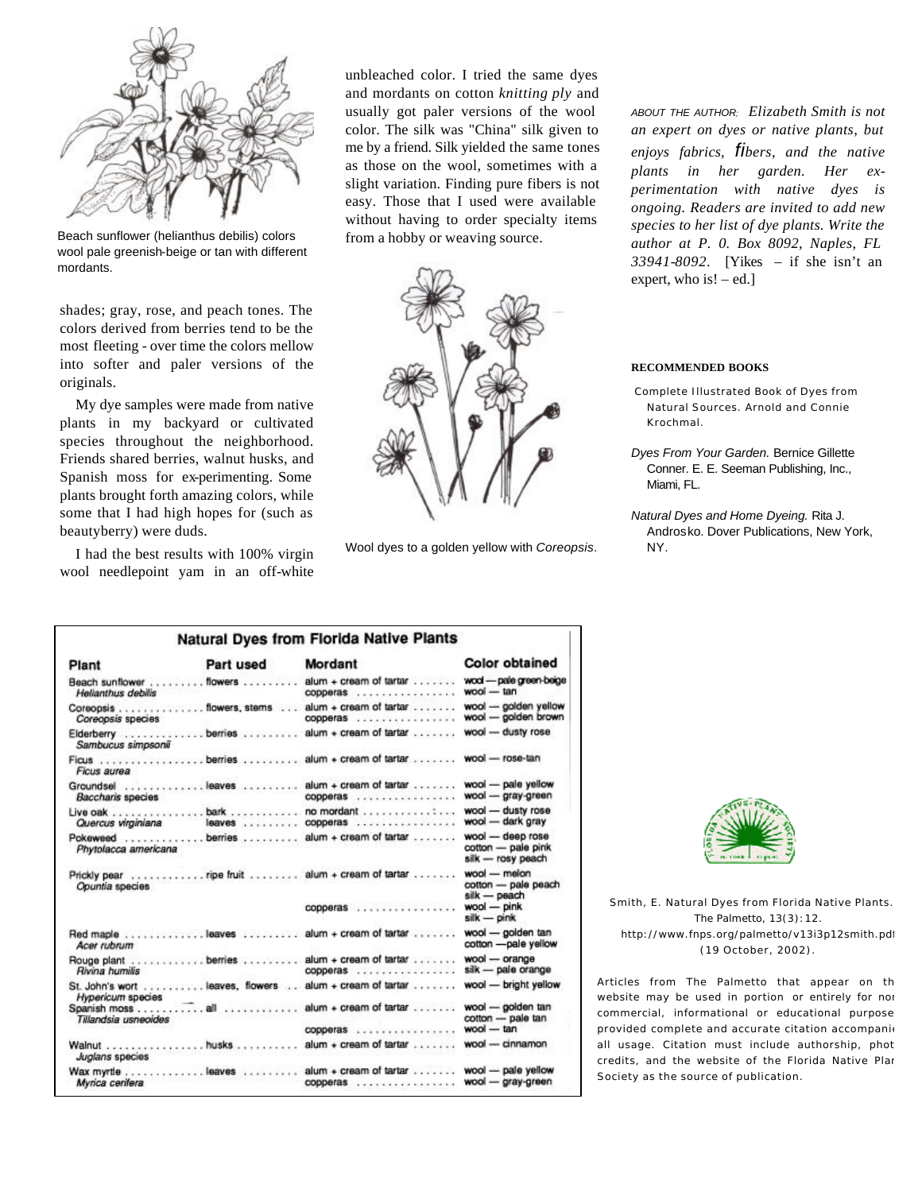Beach sunflower (helianthus debilis) colors wool pale greenish-beige or tan with different mordants.

shades; gray, rose, and peach tones. The colors derived from berries tend to be the most fleeting - over time the colors mellow into softer and paler versions of the originals.

My dye samples were made from native plants in my backyard or cultivated species throughout the neighborhood. Friends shared berries, walnut husks, and Spanish moss for ex-perimenting. Some plants brought forth amazing colors, while some that I had high hopes for (such as beautyberry) were duds.

I had the best results with 100% virgin wool needlepoint yam in an off-white unbleached color. I tried the same dyes and mordants on cotton *knitting ply* and usually got paler versions of the wool color. The silk was "China" silk given to me by a friend. Silk yielded the same tones as those on the wool, sometimes with a slight variation. Finding pure fibers is not easy. Those that I used were available without having to order specialty items from a hobby or weaving source.

Wool dyes to a golden yellow with *Coreopsis*.

ABOUT THE AUTHOR: *Elizabeth Smith is not an expert on dyes or native plants, but enjoys fabrics, fibers, and the native plants in her garden. Her ex-perimentation with native dyes is ongoing. Readers are invited to add new species to her list of dye plants. Write the author at P. 0. Box 8092, Naples, FL 33941-8092.* [Yikes – if she isn't an expert, who is! – ed.]

**RECOMMENDED BOOKS**

Complete Illustrated Book of Dyes from Natural Sources. Arnold and Connie Krochmal.

*Dyes From Your Garden.* Bernice Gillette Conner. E. E. Seeman Publishing, Inc., Miami, FL.

*Natural Dyes and Home Dyeing.* Rita J. Androsko. Dover Publications, New York, NY.

**Natural Dyes from Florida Native Plants**

| Plant | Part used | Mordant | Color obtained |
|---|---|---|---|
| Beach sunflower *Helianthus debilis* | flowers | alum + cream of tartar | wool — pale green-beige |
| | | copperas | wool — tan |
| Coreopsis *Coreopsis species* | flowers, stems | alum + cream of tartar | wool — golden yellow |
| | | copperas | wool — golden brown |
| Elderberry *Sambucus simpsonii* | berries | alum + cream of tartar | wool — dusty rose |
| Ficus *Ficus aurea* | berries | alum + cream of tartar | wool — rose-tan |
| Groundsel *Baccharis species* | leaves | alum + cream of tartar | wool — pale yellow |
| | | copperas | wool — gray-green |
| Live oak *Quercus virginiana* | bark | no mordant | wool — dusty rose |
| | leaves | copperas | wool — dark gray |
| Pokeweed *Phytolacca americana* | berries | alum + cream of tartar | wool — deep rose<br>cotton — pale pink<br>silk — rosy peach |
| Prickly pear *Opuntia species* | ripe fruit | alum + cream of tartar | wool — melon<br>cotton — pale peach<br>silk — peach |
| | | copperas | wool — pink<br>silk — pink |
| Red maple *Acer rubrum* | leaves | alum + cream of tartar | wool — golden tan<br>cotton —pale yellow |
| Rouge plant *Rivina humilis* | berries | alum + cream of tartar | wool — orange |
| | | copperas | silk — pale orange |
| St. John's wort *Hypericum species* | leaves, flowers | alum + cream of tartar | wool — bright yellow |
| Spanish moss *Tillandsia usneoides* | all | alum + cream of tartar | wool — golden tan<br>cotton — pale tan |
| | | copperas | wool — tan |
| Walnut *Juglans species* | husks | alum + cream of tartar | wool — cinnamon |
| Wax myrtle *Myrica cerifera* | leaves | alum + cream of tartar | wool — pale yellow |
| | | copperas | wool — gray-green |

Smith, E. Natural Dyes from Florida Native Plants. The Palmetto, 13(3):12. http://www.fnps.org/palmetto/v13i3p12smith.pdf (19 October, 2002).

Articles from The Palmetto that appear on the website may be used in portion or entirely for non commercial, informational or educational purposes provided complete and accurate citation accompanies all usage. Citation must include authorship, photo credits, and the website of the Florida Native Plant Society as the source of publication.